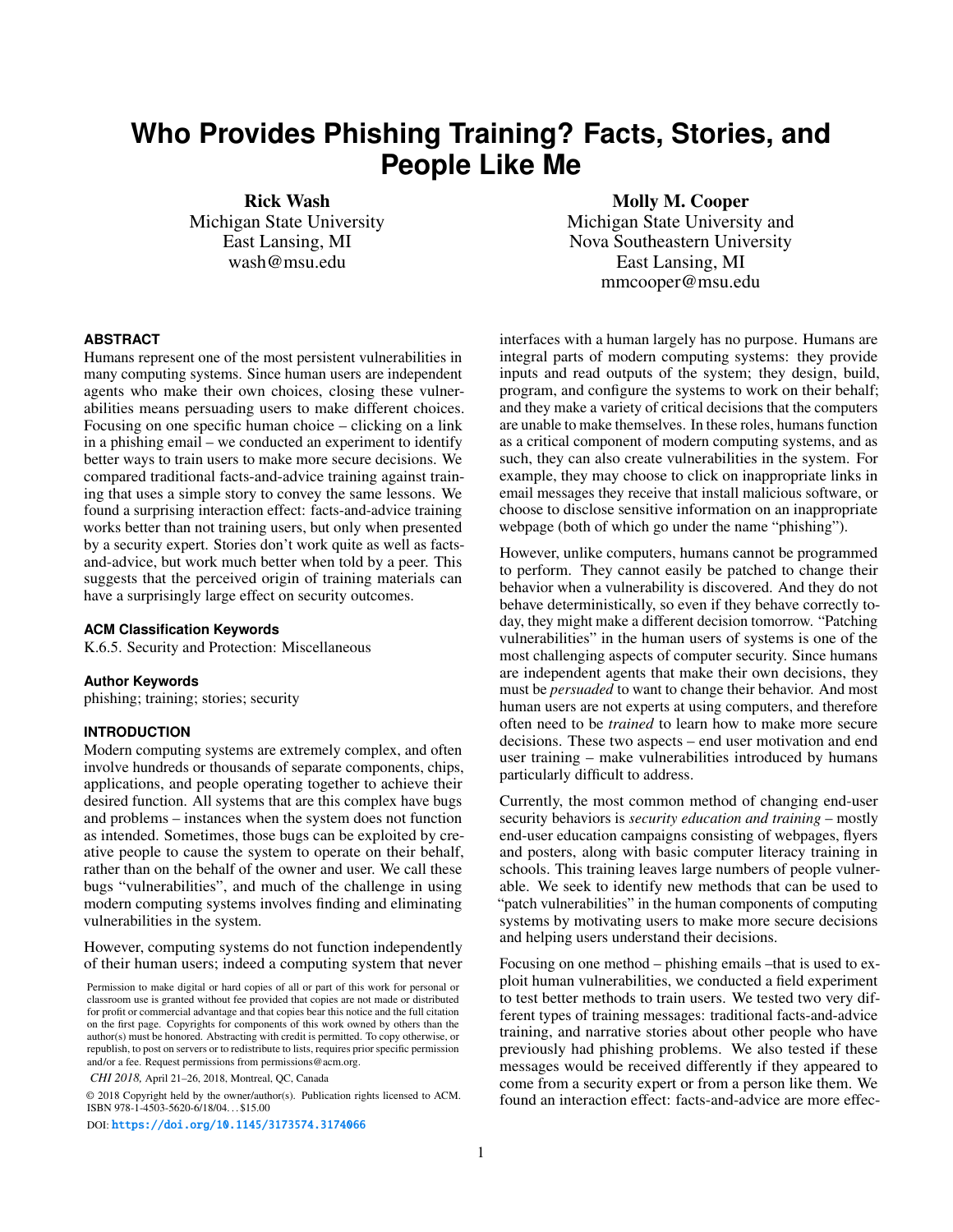# Who Provides Phishing Training? Facts, Stories, and People Like Me

**Rick Wash**
Michigan State University
East Lansing, MI
wash@msu.edu

**Molly M. Cooper**
Michigan State University and
Nova Southeastern University
East Lansing, MI
mmcooper@msu.edu

## ABSTRACT

Humans represent one of the most persistent vulnerabilities in many computing systems. Since human users are independent agents who make their own choices, closing these vulnerabilities means persuading users to make different choices. Focusing on one specific human choice – clicking on a link in a phishing email – we conducted an experiment to identify better ways to train users to make more secure decisions. We compared traditional facts-and-advice training against training that uses a simple story to convey the same lessons. We found a surprising interaction effect: facts-and-advice training works better than not training users, but only when presented by a security expert. Stories don't work quite as well as facts-and-advice, but work much better when told by a peer. This suggests that the perceived origin of training materials can have a surprisingly large effect on security outcomes.

### ACM Classification Keywords

K.6.5. Security and Protection: Miscellaneous

### Author Keywords

phishing; training; stories; security

## INTRODUCTION

Modern computing systems are extremely complex, and often involve hundreds or thousands of separate components, chips, applications, and people operating together to achieve their desired function. All systems that are this complex have bugs and problems – instances when the system does not function as intended. Sometimes, those bugs can be exploited by creative people to cause the system to operate on their behalf, rather than on the behalf of the owner and user. We call these bugs "vulnerabilities", and much of the challenge in using modern computing systems involves finding and eliminating vulnerabilities in the system.

However, computing systems do not function independently of their human users; indeed a computing system that never interfaces with a human largely has no purpose. Humans are integral parts of modern computing systems: they provide inputs and read outputs of the system; they design, build, program, and configure the systems to work on their behalf; and they make a variety of critical decisions that the computers are unable to make themselves. In these roles, humans function as a critical component of modern computing systems, and as such, they can also create vulnerabilities in the system. For example, they may choose to click on inappropriate links in email messages they receive that install malicious software, or choose to disclose sensitive information on an inappropriate webpage (both of which go under the name "phishing").

However, unlike computers, humans cannot be programmed to perform. They cannot easily be patched to change their behavior when a vulnerability is discovered. And they do not behave deterministically, so even if they behave correctly today, they might make a different decision tomorrow. "Patching vulnerabilities" in the human users of systems is one of the most challenging aspects of computer security. Since humans are independent agents that make their own decisions, they must be *persuaded* to want to change their behavior. And most human users are not experts at using computers, and therefore often need to be *trained* to learn how to make more secure decisions. These two aspects – end user motivation and end user training – make vulnerabilities introduced by humans particularly difficult to address.

Currently, the most common method of changing end-user security behaviors is *security education and training* – mostly end-user education campaigns consisting of webpages, flyers and posters, along with basic computer literacy training in schools. This training leaves large numbers of people vulnerable. We seek to identify new methods that can be used to "patch vulnerabilities" in the human components of computing systems by motivating users to make more secure decisions and helping users understand their decisions.

Focusing on one method – phishing emails –that is used to exploit human vulnerabilities, we conducted a field experiment to test better methods to train users. We tested two very different types of training messages: traditional facts-and-advice training, and narrative stories about other people who have previously had phishing problems. We also tested if these messages would be received differently if they appeared to come from a security expert or from a person like them. We found an interaction effect: facts-and-advice are more effec-

Permission to make digital or hard copies of all or part of this work for personal or classroom use is granted without fee provided that copies are not made or distributed for profit or commercial advantage and that copies bear this notice and the full citation on the first page. Copyrights for components of this work owned by others than the author(s) must be honored. Abstracting with credit is permitted. To copy otherwise, or republish, to post on servers or to redistribute to lists, requires prior specific permission and/or a fee. Request permissions from permissions@acm.org.

*CHI 2018,* April 21–26, 2018, Montreal, QC, Canada

© 2018 Copyright held by the owner/author(s). Publication rights licensed to ACM. ISBN 978-1-4503-5620-6/18/04. . . $15.00

DOI: https://doi.org/10.1145/3173574.3174066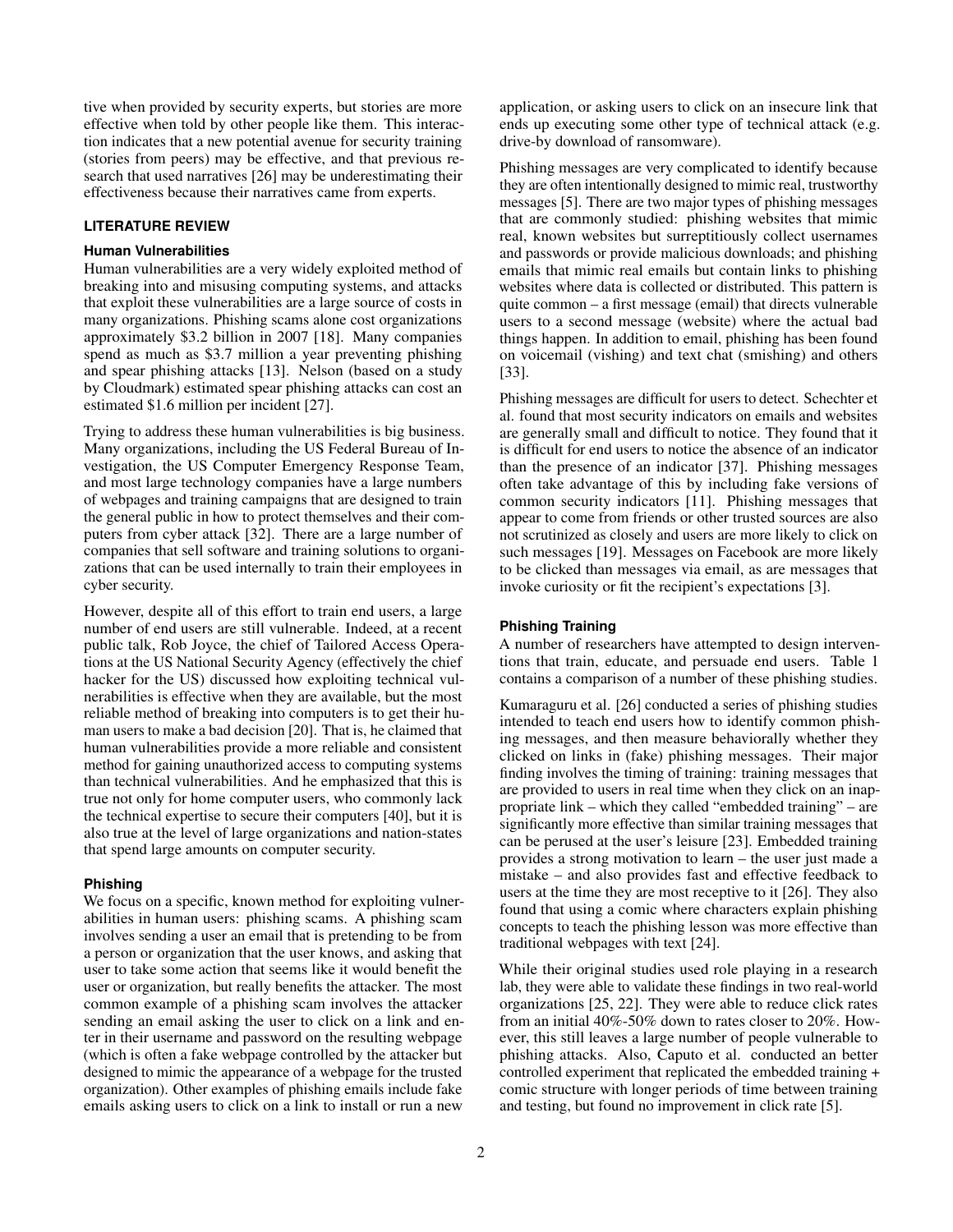tive when provided by security experts, but stories are more effective when told by other people like them. This interaction indicates that a new potential avenue for security training (stories from peers) may be effective, and that previous research that used narratives [26] may be underestimating their effectiveness because their narratives came from experts.

## LITERATURE REVIEW

### Human Vulnerabilities

Human vulnerabilities are a very widely exploited method of breaking into and misusing computing systems, and attacks that exploit these vulnerabilities are a large source of costs in many organizations. Phishing scams alone cost organizations approximately $3.2 billion in 2007 [18]. Many companies spend as much as $3.7 million a year preventing phishing and spear phishing attacks [13]. Nelson (based on a study by Cloudmark) estimated spear phishing attacks can cost an estimated $1.6 million per incident [27].

Trying to address these human vulnerabilities is big business. Many organizations, including the US Federal Bureau of Investigation, the US Computer Emergency Response Team, and most large technology companies have a large numbers of webpages and training campaigns that are designed to train the general public in how to protect themselves and their computers from cyber attack [32]. There are a large number of companies that sell software and training solutions to organizations that can be used internally to train their employees in cyber security.

However, despite all of this effort to train end users, a large number of end users are still vulnerable. Indeed, at a recent public talk, Rob Joyce, the chief of Tailored Access Operations at the US National Security Agency (effectively the chief hacker for the US) discussed how exploiting technical vulnerabilities is effective when they are available, but the most reliable method of breaking into computers is to get their human users to make a bad decision [20]. That is, he claimed that human vulnerabilities provide a more reliable and consistent method for gaining unauthorized access to computing systems than technical vulnerabilities. And he emphasized that this is true not only for home computer users, who commonly lack the technical expertise to secure their computers [40], but it is also true at the level of large organizations and nation-states that spend large amounts on computer security.

### Phishing

We focus on a specific, known method for exploiting vulnerabilities in human users: phishing scams. A phishing scam involves sending a user an email that is pretending to be from a person or organization that the user knows, and asking that user to take some action that seems like it would benefit the user or organization, but really benefits the attacker. The most common example of a phishing scam involves the attacker sending an email asking the user to click on a link and enter in their username and password on the resulting webpage (which is often a fake webpage controlled by the attacker but designed to mimic the appearance of a webpage for the trusted organization). Other examples of phishing emails include fake emails asking users to click on a link to install or run a new application, or asking users to click on an insecure link that ends up executing some other type of technical attack (e.g. drive-by download of ransomware).

Phishing messages are very complicated to identify because they are often intentionally designed to mimic real, trustworthy messages [5]. There are two major types of phishing messages that are commonly studied: phishing websites that mimic real, known websites but surreptitiously collect usernames and passwords or provide malicious downloads; and phishing emails that mimic real emails but contain links to phishing websites where data is collected or distributed. This pattern is quite common – a first message (email) that directs vulnerable users to a second message (website) where the actual bad things happen. In addition to email, phishing has been found on voicemail (vishing) and text chat (smishing) and others [33].

Phishing messages are difficult for users to detect. Schechter et al. found that most security indicators on emails and websites are generally small and difficult to notice. They found that it is difficult for end users to notice the absence of an indicator than the presence of an indicator [37]. Phishing messages often take advantage of this by including fake versions of common security indicators [11]. Phishing messages that appear to come from friends or other trusted sources are also not scrutinized as closely and users are more likely to click on such messages [19]. Messages on Facebook are more likely to be clicked than messages via email, as are messages that invoke curiosity or fit the recipient's expectations [3].

### Phishing Training

A number of researchers have attempted to design interventions that train, educate, and persuade end users. Table 1 contains a comparison of a number of these phishing studies.

Kumaraguru et al. [26] conducted a series of phishing studies intended to teach end users how to identify common phishing messages, and then measure behaviorally whether they clicked on links in (fake) phishing messages. Their major finding involves the timing of training: training messages that are provided to users in real time when they click on an inappropriate link – which they called "embedded training" – are significantly more effective than similar training messages that can be perused at the user's leisure [23]. Embedded training provides a strong motivation to learn – the user just made a mistake – and also provides fast and effective feedback to users at the time they are most receptive to it [26]. They also found that using a comic where characters explain phishing concepts to teach the phishing lesson was more effective than traditional webpages with text [24].

While their original studies used role playing in a research lab, they were able to validate these findings in two real-world organizations [25, 22]. They were able to reduce click rates from an initial 40%-50% down to rates closer to 20%. However, this still leaves a large number of people vulnerable to phishing attacks. Also, Caputo et al. conducted an better controlled experiment that replicated the embedded training + comic structure with longer periods of time between training and testing, but found no improvement in click rate [5].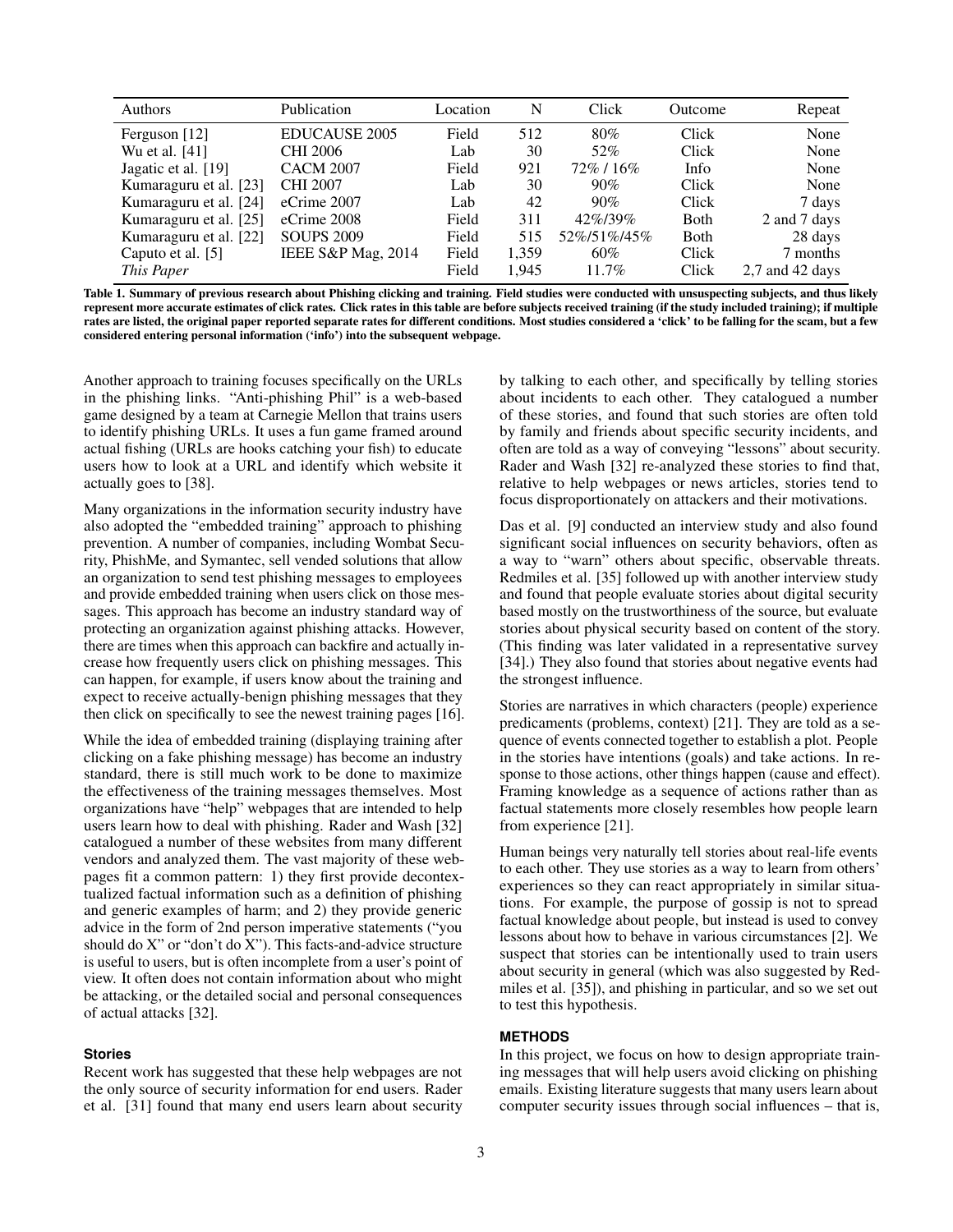| Authors | Publication | Location | N | Click | Outcome | Repeat |
|---|---|---|---|---|---|---|
| Ferguson [12] | EDUCAUSE 2005 | Field | 512 | 80% | Click | None |
| Wu et al. [41] | CHI 2006 | Lab | 30 | 52% | Click | None |
| Jagatic et al. [19] | CACM 2007 | Field | 921 | 72% / 16% | Info | None |
| Kumaraguru et al. [23] | CHI 2007 | Lab | 30 | 90% | Click | None |
| Kumaraguru et al. [24] | eCrime 2007 | Lab | 42 | 90% | Click | 7 days |
| Kumaraguru et al. [25] | eCrime 2008 | Field | 311 | 42%/39% | Both | 2 and 7 days |
| Kumaraguru et al. [22] | SOUPS 2009 | Field | 515 | 52%/51%/45% | Both | 28 days |
| Caputo et al. [5] | IEEE S&P Mag, 2014 | Field | 1,359 | 60% | Click | 7 months |
| *This Paper* | | Field | 1,945 | 11.7% | Click | 2,7 and 42 days |

**Table 1. Summary of previous research about Phishing clicking and training. Field studies were conducted with unsuspecting subjects, and thus likely represent more accurate estimates of click rates. Click rates in this table are before subjects received training (if the study included training); if multiple rates are listed, the original paper reported separate rates for different conditions. Most studies considered a 'click' to be falling for the scam, but a few considered entering personal information ('info') into the subsequent webpage.**

Another approach to training focuses specifically on the URLs in the phishing links. "Anti-phishing Phil" is a web-based game designed by a team at Carnegie Mellon that trains users to identify phishing URLs. It uses a fun game framed around actual fishing (URLs are hooks catching your fish) to educate users how to look at a URL and identify which website it actually goes to [38].

Many organizations in the information security industry have also adopted the "embedded training" approach to phishing prevention. A number of companies, including Wombat Security, PhishMe, and Symantec, sell vended solutions that allow an organization to send test phishing messages to employees and provide embedded training when users click on those messages. This approach has become an industry standard way of protecting an organization against phishing attacks. However, there are times when this approach can backfire and actually increase how frequently users click on phishing messages. This can happen, for example, if users know about the training and expect to receive actually-benign phishing messages that they then click on specifically to see the newest training pages [16].

While the idea of embedded training (displaying training after clicking on a fake phishing message) has become an industry standard, there is still much work to be done to maximize the effectiveness of the training messages themselves. Most organizations have "help" webpages that are intended to help users learn how to deal with phishing. Rader and Wash [32] catalogued a number of these websites from many different vendors and analyzed them. The vast majority of these webpages fit a common pattern: 1) they first provide decontextualized factual information such as a definition of phishing and generic examples of harm; and 2) they provide generic advice in the form of 2nd person imperative statements ("you should do X" or "don't do X"). This facts-and-advice structure is useful to users, but is often incomplete from a user's point of view. It often does not contain information about who might be attacking, or the detailed social and personal consequences of actual attacks [32].

### Stories

Recent work has suggested that these help webpages are not the only source of security information for end users. Rader et al. [31] found that many end users learn about security by talking to each other, and specifically by telling stories about incidents to each other. They catalogued a number of these stories, and found that such stories are often told by family and friends about specific security incidents, and often are told as a way of conveying "lessons" about security. Rader and Wash [32] re-analyzed these stories to find that, relative to help webpages or news articles, stories tend to focus disproportionately on attackers and their motivations.

Das et al. [9] conducted an interview study and also found significant social influences on security behaviors, often as a way to "warn" others about specific, observable threats. Redmiles et al. [35] followed up with another interview study and found that people evaluate stories about digital security based mostly on the trustworthiness of the source, but evaluate stories about physical security based on content of the story. (This finding was later validated in a representative survey [34].) They also found that stories about negative events had the strongest influence.

Stories are narratives in which characters (people) experience predicaments (problems, context) [21]. They are told as a sequence of events connected together to establish a plot. People in the stories have intentions (goals) and take actions. In response to those actions, other things happen (cause and effect). Framing knowledge as a sequence of actions rather than as factual statements more closely resembles how people learn from experience [21].

Human beings very naturally tell stories about real-life events to each other. They use stories as a way to learn from others' experiences so they can react appropriately in similar situations. For example, the purpose of gossip is not to spread factual knowledge about people, but instead is used to convey lessons about how to behave in various circumstances [2]. We suspect that stories can be intentionally used to train users about security in general (which was also suggested by Redmiles et al. [35]), and phishing in particular, and so we set out to test this hypothesis.

## METHODS

In this project, we focus on how to design appropriate training messages that will help users avoid clicking on phishing emails. Existing literature suggests that many users learn about computer security issues through social influences – that is,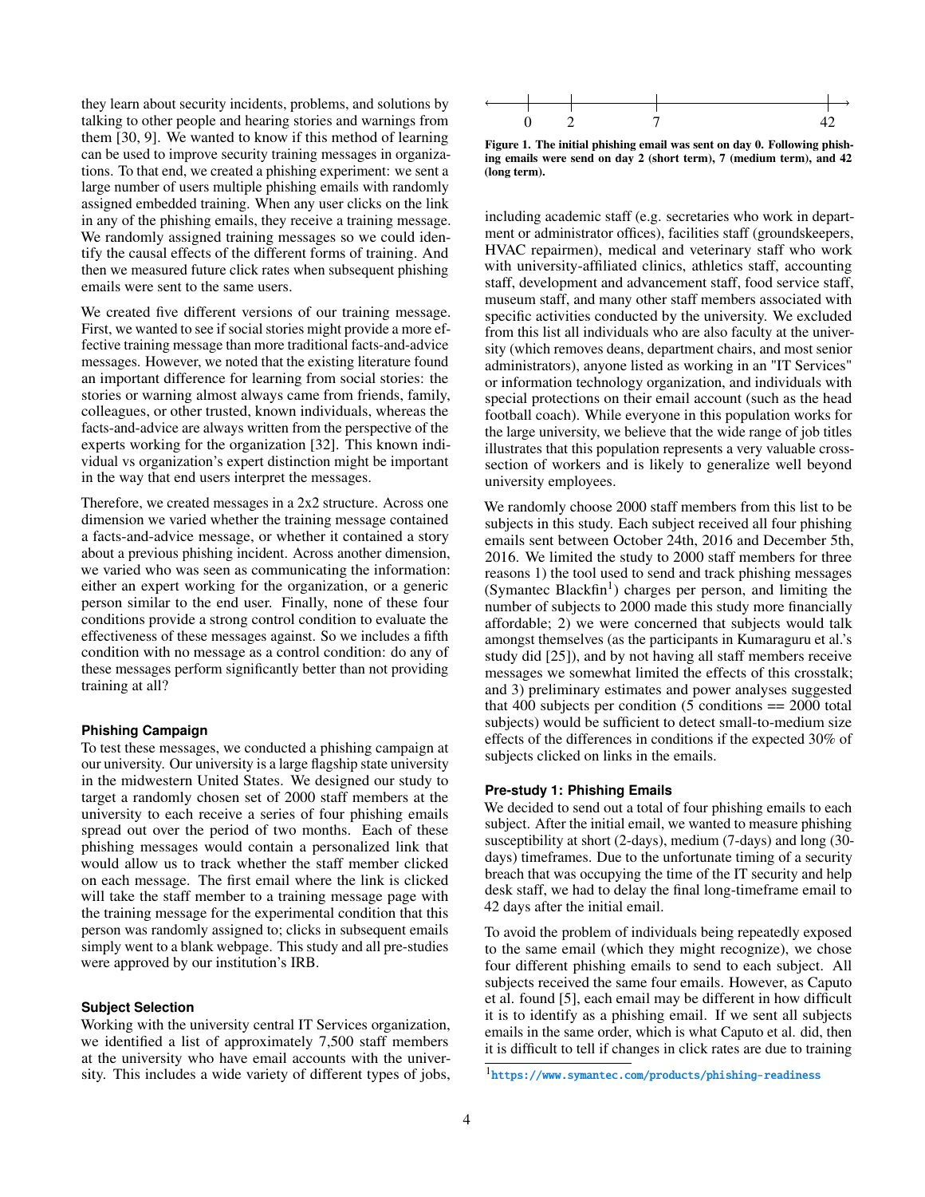they learn about security incidents, problems, and solutions by talking to other people and hearing stories and warnings from them [30, 9]. We wanted to know if this method of learning can be used to improve security training messages in organizations. To that end, we created a phishing experiment: we sent a large number of users multiple phishing emails with randomly assigned embedded training. When any user clicks on the link in any of the phishing emails, they receive a training message. We randomly assigned training messages so we could identify the causal effects of the different forms of training. And then we measured future click rates when subsequent phishing emails were sent to the same users.

We created five different versions of our training message. First, we wanted to see if social stories might provide a more effective training message than more traditional facts-and-advice messages. However, we noted that the existing literature found an important difference for learning from social stories: the stories or warning almost always came from friends, family, colleagues, or other trusted, known individuals, whereas the facts-and-advice are always written from the perspective of the experts working for the organization [32]. This known individual vs organization's expert distinction might be important in the way that end users interpret the messages.

Therefore, we created messages in a 2x2 structure. Across one dimension we varied whether the training message contained a facts-and-advice message, or whether it contained a story about a previous phishing incident. Across another dimension, we varied who was seen as communicating the information: either an expert working for the organization, or a generic person similar to the end user. Finally, none of these four conditions provide a strong control condition to evaluate the effectiveness of these messages against. So we includes a fifth condition with no message as a control condition: do any of these messages perform significantly better than not providing training at all?

#### Phishing Campaign

To test these messages, we conducted a phishing campaign at our university. Our university is a large flagship state university in the midwestern United States. We designed our study to target a randomly chosen set of 2000 staff members at the university to each receive a series of four phishing emails spread out over the period of two months. Each of these phishing messages would contain a personalized link that would allow us to track whether the staff member clicked on each message. The first email where the link is clicked will take the staff member to a training message page with the training message for the experimental condition that this person was randomly assigned to; clicks in subsequent emails simply went to a blank webpage. This study and all pre-studies were approved by our institution's IRB.

#### Subject Selection

Working with the university central IT Services organization, we identified a list of approximately 7,500 staff members at the university who have email accounts with the university. This includes a wide variety of different types of jobs, including academic staff (e.g. secretaries who work in department or administrator offices), facilities staff (groundskeepers, HVAC repairmen), medical and veterinary staff who work with university-affiliated clinics, athletics staff, accounting staff, development and advancement staff, food service staff, museum staff, and many other staff members associated with specific activities conducted by the university. We excluded from this list all individuals who are also faculty at the university (which removes deans, department chairs, and most senior administrators), anyone listed as working in an "IT Services" or information technology organization, and individuals with special protections on their email account (such as the head football coach). While everyone in this population works for the large university, we believe that the wide range of job titles illustrates that this population represents a very valuable cross-section of workers and is likely to generalize well beyond university employees.

We randomly choose 2000 staff members from this list to be subjects in this study. Each subject received all four phishing emails sent between October 24th, 2016 and December 5th, 2016. We limited the study to 2000 staff members for three reasons 1) the tool used to send and track phishing messages (Symantec Blackfin[1]) charges per person, and limiting the number of subjects to 2000 made this study more financially affordable; 2) we were concerned that subjects would talk amongst themselves (as the participants in Kumaraguru et al.'s study did [25]), and by not having all staff members receive messages we somewhat limited the effects of this crosstalk; and 3) preliminary estimates and power analyses suggested that 400 subjects per condition (5 conditions == 2000 total subjects) would be sufficient to detect small-to-medium size effects of the differences in conditions if the expected 30% of subjects clicked on links in the emails.

0 — 2 — 7 — 42

Figure 1. The initial phishing email was sent on day 0. Following phishing emails were send on day 2 (short term), 7 (medium term), and 42 (long term).

#### Pre-study 1: Phishing Emails

We decided to send out a total of four phishing emails to each subject. After the initial email, we wanted to measure phishing susceptibility at short (2-days), medium (7-days) and long (30-days) timeframes. Due to the unfortunate timing of a security breach that was occupying the time of the IT security and help desk staff, we had to delay the final long-timeframe email to 42 days after the initial email.

To avoid the problem of individuals being repeatedly exposed to the same email (which they might recognize), we chose four different phishing emails to send to each subject. All subjects received the same four emails. However, as Caputo et al. found [5], each email may be different in how difficult it is to identify as a phishing email. If we sent all subjects emails in the same order, which is what Caputo et al. did, then it is difficult to tell if changes in click rates are due to training

[1] https://www.symantec.com/products/phishing-readiness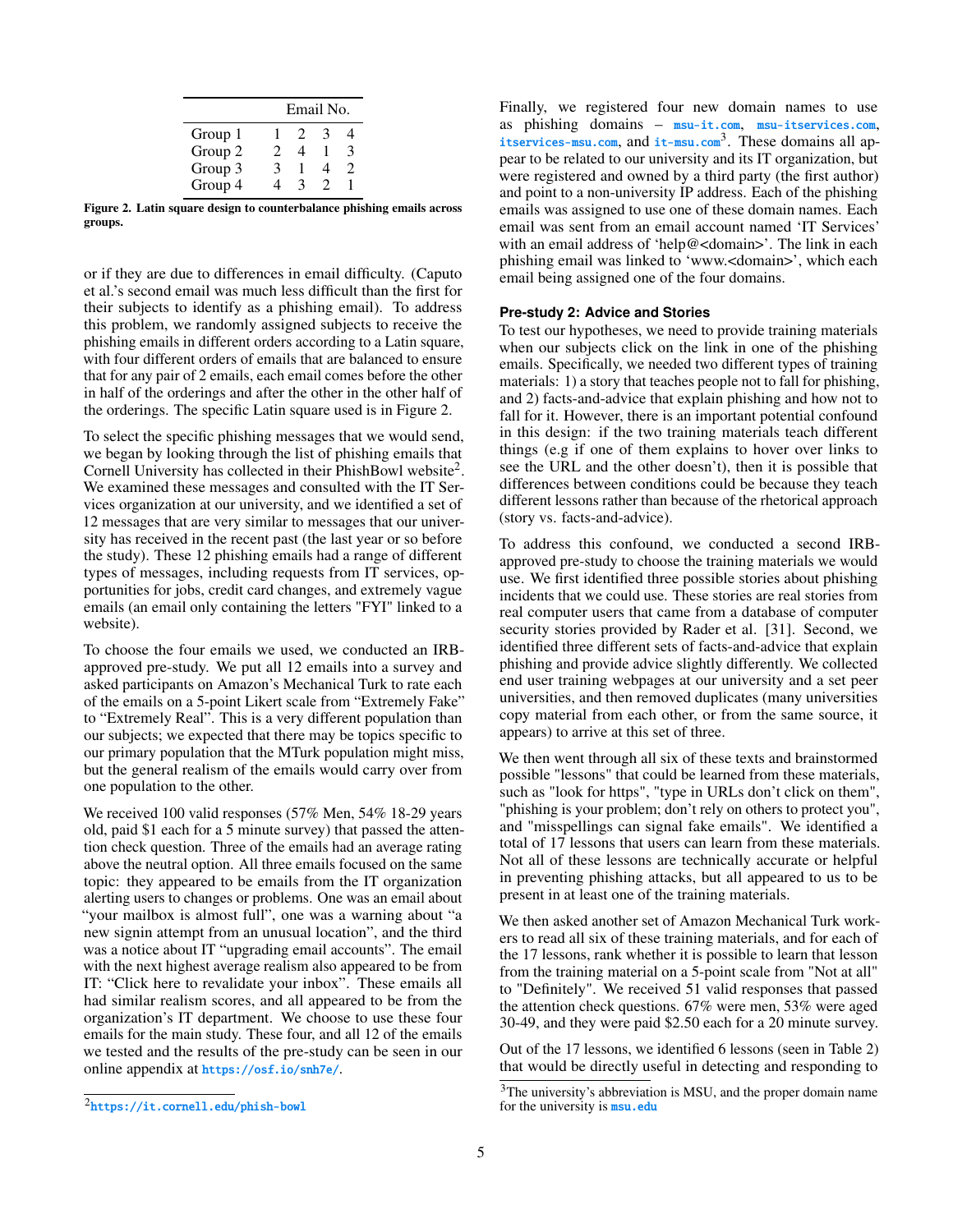| | Email No. | | | |
|---|---|---|---|---|
| Group 1 | 1 | 2 | 3 | 4 |
| Group 2 | 2 | 4 | 1 | 3 |
| Group 3 | 3 | 1 | 4 | 2 |
| Group 4 | 4 | 3 | 2 | 1 |

**Figure 2. Latin square design to counterbalance phishing emails across groups.**

or if they are due to differences in email difficulty. (Caputo et al.'s second email was much less difficult than the first for their subjects to identify as a phishing email). To address this problem, we randomly assigned subjects to receive the phishing emails in different orders according to a Latin square, with four different orders of emails that are balanced to ensure that for any pair of 2 emails, each email comes before the other in half of the orderings and after the other in the other half of the orderings. The specific Latin square used is in Figure 2.

To select the specific phishing messages that we would send, we began by looking through the list of phishing emails that Cornell University has collected in their PhishBowl website[2]. We examined these messages and consulted with the IT Services organization at our university, and we identified a set of 12 messages that are very similar to messages that our university has received in the recent past (the last year or so before the study). These 12 phishing emails had a range of different types of messages, including requests from IT services, opportunities for jobs, credit card changes, and extremely vague emails (an email only containing the letters "FYI" linked to a website).

To choose the four emails we used, we conducted an IRB-approved pre-study. We put all 12 emails into a survey and asked participants on Amazon's Mechanical Turk to rate each of the emails on a 5-point Likert scale from "Extremely Fake" to "Extremely Real". This is a very different population than our subjects; we expected that there may be topics specific to our primary population that the MTurk population might miss, but the general realism of the emails would carry over from one population to the other.

We received 100 valid responses (57% Men, 54% 18-29 years old, paid $1 each for a 5 minute survey) that passed the attention check question. Three of the emails had an average rating above the neutral option. All three emails focused on the same topic: they appeared to be emails from the IT organization alerting users to changes or problems. One was an email about "your mailbox is almost full", one was a warning about "a new signin attempt from an unusual location", and the third was a notice about IT "upgrading email accounts". The email with the next highest average realism also appeared to be from IT: "Click here to revalidate your inbox". These emails all had similar realism scores, and all appeared to be from the organization's IT department. We choose to use these four emails for the main study. These four, and all 12 of the emails we tested and the results of the pre-study can be seen in our online appendix at https://osf.io/snh7e/.

[2] https://it.cornell.edu/phish-bowl

Finally, we registered four new domain names to use as phishing domains – msu-it.com, msu-itservices.com, itservices-msu.com, and it-msu.com[3]. These domains all appear to be related to our university and its IT organization, but were registered and owned by a third party (the first author) and point to a non-university IP address. Each of the phishing emails was assigned to use one of these domain names. Each email was sent from an email account named 'IT Services' with an email address of 'help@<domain>'. The link in each phishing email was linked to 'www.<domain>', which each email being assigned one of the four domains.

### Pre-study 2: Advice and Stories

To test our hypotheses, we need to provide training materials when our subjects click on the link in one of the phishing emails. Specifically, we needed two different types of training materials: 1) a story that teaches people not to fall for phishing, and 2) facts-and-advice that explain phishing and how not to fall for it. However, there is an important potential confound in this design: if the two training materials teach different things (e.g if one of them explains to hover over links to see the URL and the other doesn't), then it is possible that differences between conditions could be because they teach different lessons rather than because of the rhetorical approach (story vs. facts-and-advice).

To address this confound, we conducted a second IRB-approved pre-study to choose the training materials we would use. We first identified three possible stories about phishing incidents that we could use. These stories are real stories from real computer users that came from a database of computer security stories provided by Rader et al. [31]. Second, we identified three different sets of facts-and-advice that explain phishing and provide advice slightly differently. We collected end user training webpages at our university and a set peer universities, and then removed duplicates (many universities copy material from each other, or from the same source, it appears) to arrive at this set of three.

We then went through all six of these texts and brainstormed possible "lessons" that could be learned from these materials, such as "look for https", "type in URLs don't click on them", "phishing is your problem; don't rely on others to protect you", and "misspellings can signal fake emails". We identified a total of 17 lessons that users can learn from these materials. Not all of these lessons are technically accurate or helpful in preventing phishing attacks, but all appeared to us to be present in at least one of the training materials.

We then asked another set of Amazon Mechanical Turk workers to read all six of these training materials, and for each of the 17 lessons, rank whether it is possible to learn that lesson from the training material on a 5-point scale from "Not at all" to "Definitely". We received 51 valid responses that passed the attention check questions. 67% were men, 53% were aged 30-49, and they were paid $2.50 each for a 20 minute survey.

Out of the 17 lessons, we identified 6 lessons (seen in Table 2) that would be directly useful in detecting and responding to

[3] The university's abbreviation is MSU, and the proper domain name for the university is msu.edu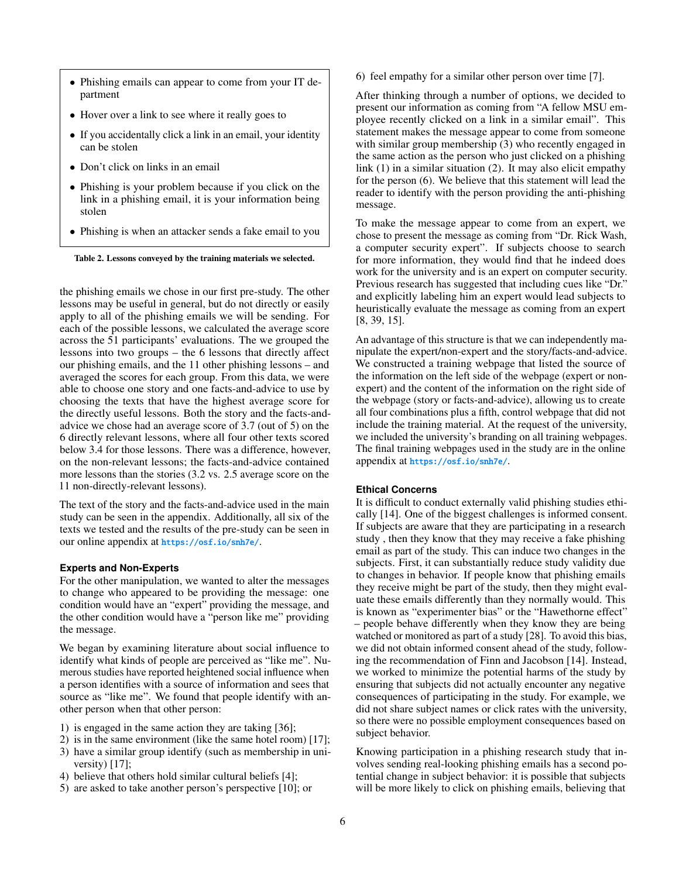- Phishing emails can appear to come from your IT department
- Hover over a link to see where it really goes to
- If you accidentally click a link in an email, your identity can be stolen
- Don't click on links in an email
- Phishing is your problem because if you click on the link in a phishing email, it is your information being stolen
- Phishing is when an attacker sends a fake email to you

**Table 2. Lessons conveyed by the training materials we selected.**

the phishing emails we chose in our first pre-study. The other lessons may be useful in general, but do not directly or easily apply to all of the phishing emails we will be sending. For each of the possible lessons, we calculated the average score across the 51 participants' evaluations. The we grouped the lessons into two groups – the 6 lessons that directly affect our phishing emails, and the 11 other phishing lessons – and averaged the scores for each group. From this data, we were able to choose one story and one facts-and-advice to use by choosing the texts that have the highest average score for the directly useful lessons. Both the story and the facts-and-advice we chose had an average score of 3.7 (out of 5) on the 6 directly relevant lessons, where all four other texts scored below 3.4 for those lessons. There was a difference, however, on the non-relevant lessons; the facts-and-advice contained more lessons than the stories (3.2 vs. 2.5 average score on the 11 non-directly-relevant lessons).

The text of the story and the facts-and-advice used in the main study can be seen in the appendix. Additionally, all six of the texts we tested and the results of the pre-study can be seen in our online appendix at https://osf.io/snh7e/.

### Experts and Non-Experts

For the other manipulation, we wanted to alter the messages to change who appeared to be providing the message: one condition would have an "expert" providing the message, and the other condition would have a "person like me" providing the message.

We began by examining literature about social influence to identify what kinds of people are perceived as "like me". Numerous studies have reported heightened social influence when a person identifies with a source of information and sees that source as "like me". We found that people identify with another person when that other person:

1) is engaged in the same action they are taking [36];
2) is in the same environment (like the same hotel room) [17];
3) have a similar group identify (such as membership in university) [17];
4) believe that others hold similar cultural beliefs [4];
5) are asked to take another person's perspective [10]; or
6) feel empathy for a similar other person over time [7].

After thinking through a number of options, we decided to present our information as coming from "A fellow MSU employee recently clicked on a link in a similar email". This statement makes the message appear to come from someone with similar group membership (3) who recently engaged in the same action as the person who just clicked on a phishing link (1) in a similar situation (2). It may also elicit empathy for the person (6). We believe that this statement will lead the reader to identify with the person providing the anti-phishing message.

To make the message appear to come from an expert, we chose to present the message as coming from "Dr. Rick Wash, a computer security expert". If subjects choose to search for more information, they would find that he indeed does work for the university and is an expert on computer security. Previous research has suggested that including cues like "Dr." and explicitly labeling him an expert would lead subjects to heuristically evaluate the message as coming from an expert [8, 39, 15].

An advantage of this structure is that we can independently manipulate the expert/non-expert and the story/facts-and-advice. We constructed a training webpage that listed the source of the information on the left side of the webpage (expert or non-expert) and the content of the information on the right side of the webpage (story or facts-and-advice), allowing us to create all four combinations plus a fifth, control webpage that did not include the training material. At the request of the university, we included the university's branding on all training webpages. The final training webpages used in the study are in the online appendix at https://osf.io/snh7e/.

### Ethical Concerns

It is difficult to conduct externally valid phishing studies ethically [14]. One of the biggest challenges is informed consent. If subjects are aware that they are participating in a research study , then they know that they may receive a fake phishing email as part of the study. This can induce two changes in the subjects. First, it can substantially reduce study validity due to changes in behavior. If people know that phishing emails they receive might be part of the study, then they might evaluate these emails differently than they normally would. This is known as "experimenter bias" or the "Hawthorne effect" – people behave differently when they know they are being watched or monitored as part of a study [28]. To avoid this bias, we did not obtain informed consent ahead of the study, following the recommendation of Finn and Jacobson [14]. Instead, we worked to minimize the potential harms of the study by ensuring that subjects did not actually encounter any negative consequences of participating in the study. For example, we did not share subject names or click rates with the university, so there were no possible employment consequences based on subject behavior.

Knowing participation in a phishing research study that involves sending real-looking phishing emails has a second potential change in subject behavior: it is possible that subjects will be more likely to click on phishing emails, believing that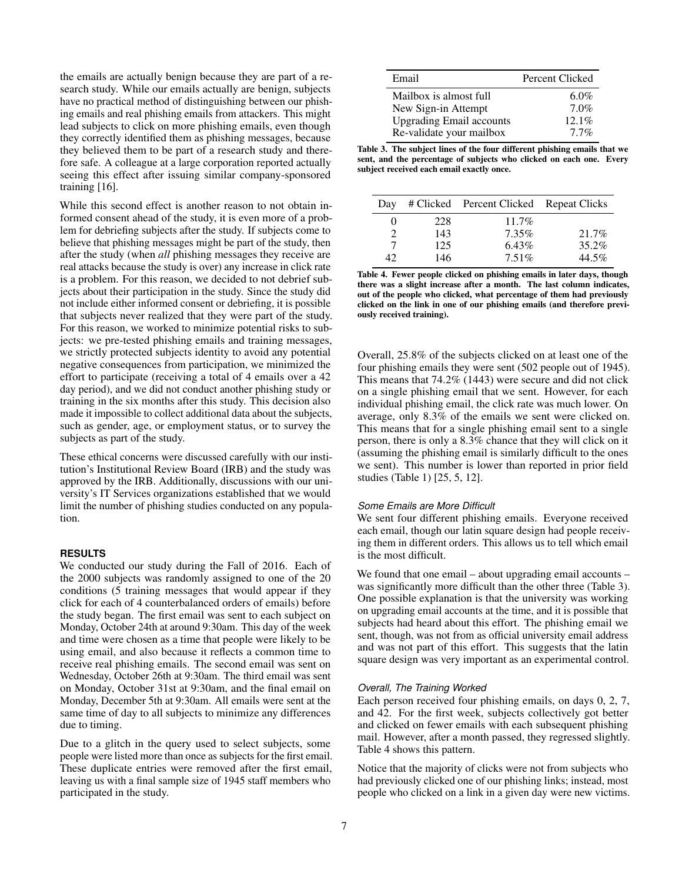the emails are actually benign because they are part of a research study. While our emails actually are benign, subjects have no practical method of distinguishing between our phishing emails and real phishing emails from attackers. This might lead subjects to click on more phishing emails, even though they correctly identified them as phishing messages, because they believed them to be part of a research study and therefore safe. A colleague at a large corporation reported actually seeing this effect after issuing similar company-sponsored training [16].

While this second effect is another reason to not obtain informed consent ahead of the study, it is even more of a problem for debriefing subjects after the study. If subjects come to believe that phishing messages might be part of the study, then after the study (when *all* phishing messages they receive are real attacks because the study is over) any increase in click rate is a problem. For this reason, we decided to not debrief subjects about their participation in the study. Since the study did not include either informed consent or debriefing, it is possible that subjects never realized that they were part of the study. For this reason, we worked to minimize potential risks to subjects: we pre-tested phishing emails and training messages, we strictly protected subjects identity to avoid any potential negative consequences from participation, we minimized the effort to participate (receiving a total of 4 emails over a 42 day period), and we did not conduct another phishing study or training in the six months after this study. This decision also made it impossible to collect additional data about the subjects, such as gender, age, or employment status, or to survey the subjects as part of the study.

These ethical concerns were discussed carefully with our institution's Institutional Review Board (IRB) and the study was approved by the IRB. Additionally, discussions with our university's IT Services organizations established that we would limit the number of phishing studies conducted on any population.

## RESULTS

We conducted our study during the Fall of 2016. Each of the 2000 subjects was randomly assigned to one of the 20 conditions (5 training messages that would appear if they click for each of 4 counterbalanced orders of emails) before the study began. The first email was sent to each subject on Monday, October 24th at around 9:30am. This day of the week and time were chosen as a time that people were likely to be using email, and also because it reflects a common time to receive real phishing emails. The second email was sent on Wednesday, October 26th at 9:30am. The third email was sent on Monday, October 31st at 9:30am, and the final email on Monday, December 5th at 9:30am. All emails were sent at the same time of day to all subjects to minimize any differences due to timing.

Due to a glitch in the query used to select subjects, some people were listed more than once as subjects for the first email. These duplicate entries were removed after the first email, leaving us with a final sample size of 1945 staff members who participated in the study.

| Email | Percent Clicked |
|---|---|
| Mailbox is almost full | 6.0% |
| New Sign-in Attempt | 7.0% |
| Upgrading Email accounts | 12.1% |
| Re-validate your mailbox | 7.7% |

**Table 3. The subject lines of the four different phishing emails that we sent, and the percentage of subjects who clicked on each one. Every subject received each email exactly once.**

| Day | # Clicked | Percent Clicked | Repeat Clicks |
|---|---|---|---|
| 0 | 228 | 11.7% | |
| 2 | 143 | 7.35% | 21.7% |
| 7 | 125 | 6.43% | 35.2% |
| 42 | 146 | 7.51% | 44.5% |

**Table 4. Fewer people clicked on phishing emails in later days, though there was a slight increase after a month. The last column indicates, out of the people who clicked, what percentage of them had previously clicked on the link in one of our phishing emails (and therefore previously received training).**

Overall, 25.8% of the subjects clicked on at least one of the four phishing emails they were sent (502 people out of 1945). This means that 74.2% (1443) were secure and did not click on a single phishing email that we sent. However, for each individual phishing email, the click rate was much lower. On average, only 8.3% of the emails we sent were clicked on. This means that for a single phishing email sent to a single person, there is only a 8.3% chance that they will click on it (assuming the phishing email is similarly difficult to the ones we sent). This number is lower than reported in prior field studies (Table 1) [25, 5, 12].

### *Some Emails are More Difficult*

We sent four different phishing emails. Everyone received each email, though our latin square design had people receiving them in different orders. This allows us to tell which email is the most difficult.

We found that one email – about upgrading email accounts – was significantly more difficult than the other three (Table 3). One possible explanation is that the university was working on upgrading email accounts at the time, and it is possible that subjects had heard about this effort. The phishing email we sent, though, was not from as official university email address and was not part of this effort. This suggests that the latin square design was very important as an experimental control.

### *Overall, The Training Worked*

Each person received four phishing emails, on days 0, 2, 7, and 42. For the first week, subjects collectively got better and clicked on fewer emails with each subsequent phishing mail. However, after a month passed, they regressed slightly. Table 4 shows this pattern.

Notice that the majority of clicks were not from subjects who had previously clicked one of our phishing links; instead, most people who clicked on a link in a given day were new victims.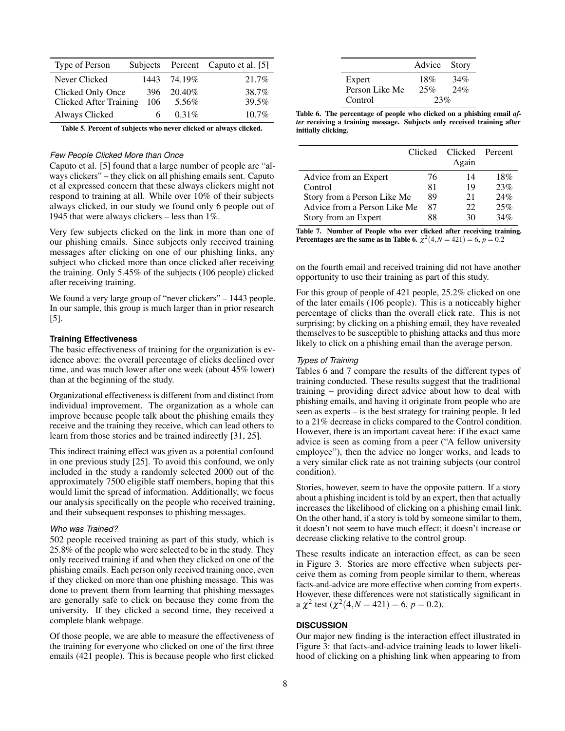| Type of Person | Subjects | Percent | Caputo et al. [5] |
|---|---|---|---|
| Never Clicked | 1443 | 74.19% | 21.7% |
| Clicked Only Once | 396 | 20.40% | 38.7% |
| Clicked After Training | 106 | 5.56% | 39.5% |
| Always Clicked | 6 | 0.31% | 10.7% |

**Table 5. Percent of subjects who never clicked or always clicked.**

#### *Few People Clicked More than Once*

Caputo et al. [5] found that a large number of people are "always clickers" – they click on all phishing emails sent. Caputo et al expressed concern that these always clickers might not respond to training at all. While over 10% of their subjects always clicked, in our study we found only 6 people out of 1945 that were always clickers – less than 1%.

Very few subjects clicked on the link in more than one of our phishing emails. Since subjects only received training messages after clicking on one of our phishing links, any subject who clicked more than once clicked after receiving the training. Only 5.45% of the subjects (106 people) clicked after receiving training.

We found a very large group of "never clickers" – 1443 people. In our sample, this group is much larger than in prior research [5].

### Training Effectiveness

The basic effectiveness of training for the organization is evidence above: the overall percentage of clicks declined over time, and was much lower after one week (about 45% lower) than at the beginning of the study.

Organizational effectiveness is different from and distinct from individual improvement. The organization as a whole can improve because people talk about the phishing emails they receive and the training they receive, which can lead others to learn from those stories and be trained indirectly [31, 25].

This indirect training effect was given as a potential confound in one previous study [25]. To avoid this confound, we only included in the study a randomly selected 2000 out of the approximately 7500 eligible staff members, hoping that this would limit the spread of information. Additionally, we focus our analysis specifically on the people who received training, and their subsequent responses to phishing messages.

#### *Who was Trained?*

502 people received training as part of this study, which is 25.8% of the people who were selected to be in the study. They only received training if and when they clicked on one of the phishing emails. Each person only received training once, even if they clicked on more than one phishing message. This was done to prevent them from learning that phishing messages are generally safe to click on because they come from the university. If they clicked a second time, they received a complete blank webpage.

Of those people, we are able to measure the effectiveness of the training for everyone who clicked on one of the first three emails (421 people). This is because people who first clicked on the fourth email and received training did not have another opportunity to use their training as part of this study.

For this group of people of 421 people, 25.2% clicked on one of the later emails (106 people). This is a noticeably higher percentage of clicks than the overall click rate. This is not surprising; by clicking on a phishing email, they have revealed themselves to be susceptible to phishing attacks and thus more likely to click on a phishing email than the average person.

| | Advice | Story |
|---|---|---|
| Expert | 18% | 34% |
| Person Like Me | 25% | 24% |
| Control | 23% | |

**Table 6. The percentage of people who clicked on a phishing email *after* receiving a training message. Subjects only received training after initially clicking.**

| | Clicked | Clicked Again | Percent |
|---|---|---|---|
| Advice from an Expert | 76 | 14 | 18% |
| Control | 81 | 19 | 23% |
| Story from a Person Like Me | 89 | 21 | 24% |
| Advice from a Person Like Me | 87 | 22 | 25% |
| Story from an Expert | 88 | 30 | 34% |

**Table 7. Number of People who ever clicked after receiving training. Percentages are the same as in Table 6. $\chi^2(4, N = 421) = 6$, $p = 0.2$**

#### *Types of Training*

Tables 6 and 7 compare the results of the different types of training conducted. These results suggest that the traditional training – providing direct advice about how to deal with phishing emails, and having it originate from people who are seen as experts – is the best strategy for training people. It led to a 21% decrease in clicks compared to the Control condition. However, there is an important caveat here: if the exact same advice is seen as coming from a peer ("A fellow university employee"), then the advice no longer works, and leads to a very similar click rate as not training subjects (our control condition).

Stories, however, seem to have the opposite pattern. If a story about a phishing incident is told by an expert, then that actually increases the likelihood of clicking on a phishing email link. On the other hand, if a story is told by someone similar to them, it doesn't not seem to have much effect; it doesn't increase or decrease clicking relative to the control group.

These results indicate an interaction effect, as can be seen in Figure 3. Stories are more effective when subjects perceive them as coming from people similar to them, whereas facts-and-advice are more effective when coming from experts. However, these differences were not statistically significant in a $\chi^2$ test ($\chi^2(4, N = 421) = 6$, $p = 0.2$).

## DISCUSSION

Our major new finding is the interaction effect illustrated in Figure 3: that facts-and-advice training leads to lower likelihood of clicking on a phishing link when appearing to from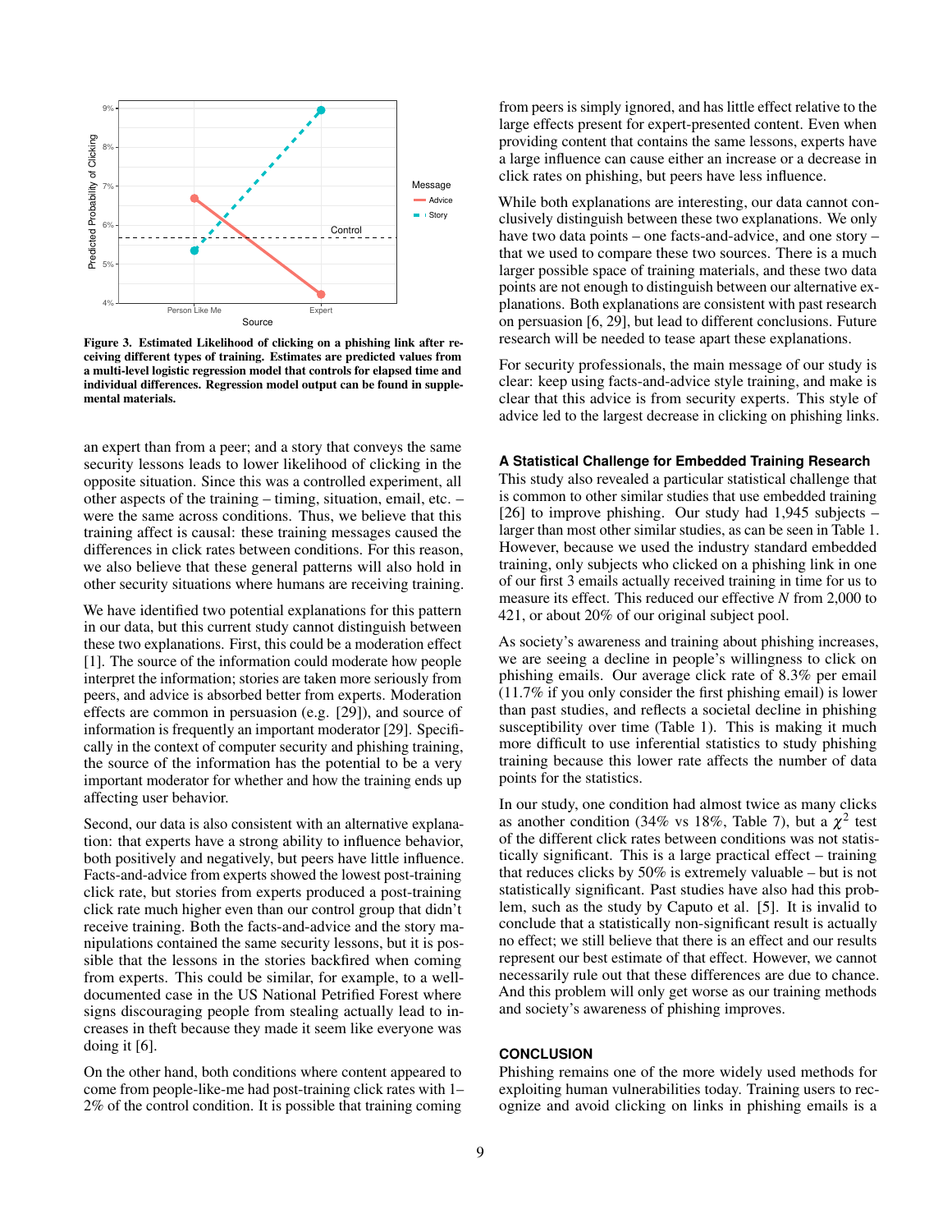Figure 3. Estimated Likelihood of clicking on a phishing link after receiving different types of training. Estimates are predicted values from a multi-level logistic regression model that controls for elapsed time and individual differences. Regression model output can be found in supplemental materials.

an expert than from a peer; and a story that conveys the same security lessons leads to lower likelihood of clicking in the opposite situation. Since this was a controlled experiment, all other aspects of the training – timing, situation, email, etc. – were the same across conditions. Thus, we believe that this training affect is causal: these training messages caused the differences in click rates between conditions. For this reason, we also believe that these general patterns will also hold in other security situations where humans are receiving training.

We have identified two potential explanations for this pattern in our data, but this current study cannot distinguish between these two explanations. First, this could be a moderation effect [1]. The source of the information could moderate how people interpret the information; stories are taken more seriously from peers, and advice is absorbed better from experts. Moderation effects are common in persuasion (e.g. [29]), and source of information is frequently an important moderator [29]. Specifically in the context of computer security and phishing training, the source of the information has the potential to be a very important moderator for whether and how the training ends up affecting user behavior.

Second, our data is also consistent with an alternative explanation: that experts have a strong ability to influence behavior, both positively and negatively, but peers have little influence. Facts-and-advice from experts showed the lowest post-training click rate, but stories from experts produced a post-training click rate much higher even than our control group that didn't receive training. Both the facts-and-advice and the story manipulations contained the same security lessons, but it is possible that the lessons in the stories backfired when coming from experts. This could be similar, for example, to a well-documented case in the US National Petrified Forest where signs discouraging people from stealing actually lead to increases in theft because they made it seem like everyone was doing it [6].

On the other hand, both conditions where content appeared to come from people-like-me had post-training click rates with 1–2% of the control condition. It is possible that training coming from peers is simply ignored, and has little effect relative to the large effects present for expert-presented content. Even when providing content that contains the same lessons, experts have a large influence can cause either an increase or a decrease in click rates on phishing, but peers have less influence.

While both explanations are interesting, our data cannot conclusively distinguish between these two explanations. We only have two data points – one facts-and-advice, and one story – that we used to compare these two sources. There is a much larger possible space of training materials, and these two data points are not enough to distinguish between our alternative explanations. Both explanations are consistent with past research on persuasion [6, 29], but lead to different conclusions. Future research will be needed to tease apart these explanations.

For security professionals, the main message of our study is clear: keep using facts-and-advice style training, and make is clear that this advice is from security experts. This style of advice led to the largest decrease in clicking on phishing links.

### A Statistical Challenge for Embedded Training Research

This study also revealed a particular statistical challenge that is common to other similar studies that use embedded training [26] to improve phishing. Our study had 1,945 subjects – larger than most other similar studies, as can be seen in Table 1. However, because we used the industry standard embedded training, only subjects who clicked on a phishing link in one of our first 3 emails actually received training in time for us to measure its effect. This reduced our effective *N* from 2,000 to 421, or about 20% of our original subject pool.

As society's awareness and training about phishing increases, we are seeing a decline in people's willingness to click on phishing emails. Our average click rate of 8.3% per email (11.7% if you only consider the first phishing email) is lower than past studies, and reflects a societal decline in phishing susceptibility over time (Table 1). This is making it much more difficult to use inferential statistics to study phishing training because this lower rate affects the number of data points for the statistics.

In our study, one condition had almost twice as many clicks as another condition (34% vs 18%, Table 7), but a $\chi^2$ test of the different click rates between conditions was not statistically significant. This is a large practical effect – training that reduces clicks by 50% is extremely valuable – but is not statistically significant. Past studies have also had this problem, such as the study by Caputo et al. [5]. It is invalid to conclude that a statistically non-significant result is actually no effect; we still believe that there is an effect and our results represent our best estimate of that effect. However, we cannot necessarily rule out that these differences are due to chance. And this problem will only get worse as our training methods and society's awareness of phishing improves.

## CONCLUSION

Phishing remains one of the more widely used methods for exploiting human vulnerabilities today. Training users to recognize and avoid clicking on links in phishing emails is a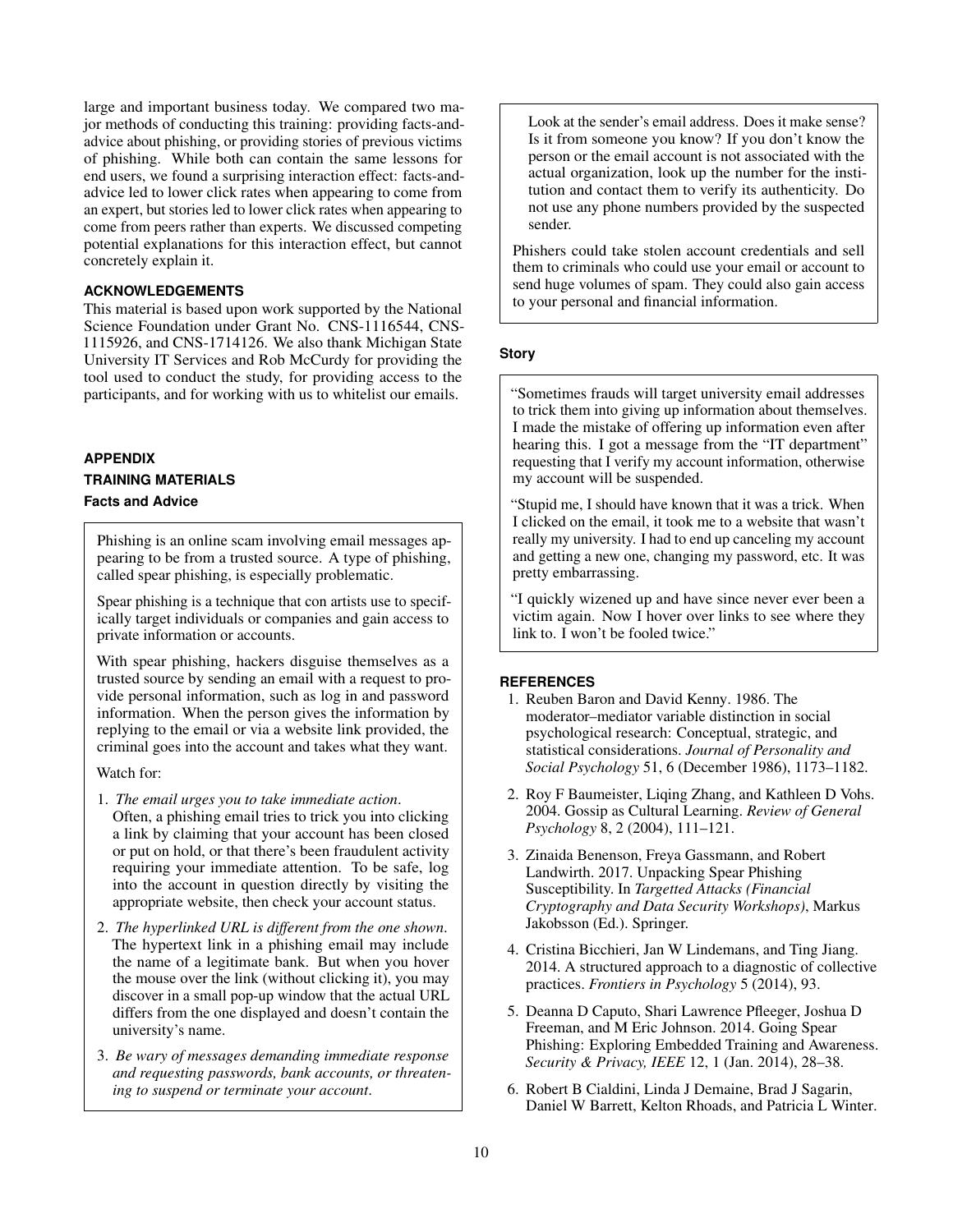large and important business today. We compared two major methods of conducting this training: providing facts-and-advice about phishing, or providing stories of previous victims of phishing. While both can contain the same lessons for end users, we found a surprising interaction effect: facts-and-advice led to lower click rates when appearing to come from an expert, but stories led to lower click rates when appearing to come from peers rather than experts. We discussed competing potential explanations for this interaction effect, but cannot concretely explain it.

## ACKNOWLEDGEMENTS

This material is based upon work supported by the National Science Foundation under Grant No. CNS-1116544, CNS-1115926, and CNS-1714126. We also thank Michigan State University IT Services and Rob McCurdy for providing the tool used to conduct the study, for providing access to the participants, and for working with us to whitelist our emails.

## APPENDIX

## TRAINING MATERIALS

### Facts and Advice

Phishing is an online scam involving email messages appearing to be from a trusted source. A type of phishing, called spear phishing, is especially problematic.

Spear phishing is a technique that con artists use to specifically target individuals or companies and gain access to private information or accounts.

With spear phishing, hackers disguise themselves as a trusted source by sending an email with a request to provide personal information, such as log in and password information. When the person gives the information by replying to the email or via a website link provided, the criminal goes into the account and takes what they want.

Watch for:

1. *The email urges you to take immediate action*. Often, a phishing email tries to trick you into clicking a link by claiming that your account has been closed or put on hold, or that there's been fraudulent activity requiring your immediate attention. To be safe, log into the account in question directly by visiting the appropriate website, then check your account status.
2. *The hyperlinked URL is different from the one shown*. The hypertext link in a phishing email may include the name of a legitimate bank. But when you hover the mouse over the link (without clicking it), you may discover in a small pop-up window that the actual URL differs from the one displayed and doesn't contain the university's name.
3. *Be wary of messages demanding immediate response and requesting passwords, bank accounts, or threatening to suspend or terminate your account*.

   Look at the sender's email address. Does it make sense? Is it from someone you know? If you don't know the person or the email account is not associated with the actual organization, look up the number for the institution and contact them to verify its authenticity. Do not use any phone numbers provided by the suspected sender.

Phishers could take stolen account credentials and sell them to criminals who could use your email or account to send huge volumes of spam. They could also gain access to your personal and financial information.

### Story

"Sometimes frauds will target university email addresses to trick them into giving up information about themselves. I made the mistake of offering up information even after hearing this. I got a message from the "IT department" requesting that I verify my account information, otherwise my account will be suspended.

"Stupid me, I should have known that it was a trick. When I clicked on the email, it took me to a website that wasn't really my university. I had to end up canceling my account and getting a new one, changing my password, etc. It was pretty embarrassing.

"I quickly wizened up and have since never ever been a victim again. Now I hover over links to see where they link to. I won't be fooled twice."

## REFERENCES

1. Reuben Baron and David Kenny. 1986. The moderator–mediator variable distinction in social psychological research: Conceptual, strategic, and statistical considerations. *Journal of Personality and Social Psychology* 51, 6 (December 1986), 1173–1182.
2. Roy F Baumeister, Liqing Zhang, and Kathleen D Vohs. 2004. Gossip as Cultural Learning. *Review of General Psychology* 8, 2 (2004), 111–121.
3. Zinaida Benenson, Freya Gassmann, and Robert Landwirth. 2017. Unpacking Spear Phishing Susceptibility. In *Targetted Attacks (Financial Cryptography and Data Security Workshops)*, Markus Jakobsson (Ed.). Springer.
4. Cristina Bicchieri, Jan W Lindemans, and Ting Jiang. 2014. A structured approach to a diagnostic of collective practices. *Frontiers in Psychology* 5 (2014), 93.
5. Deanna D Caputo, Shari Lawrence Pfleeger, Joshua D Freeman, and M Eric Johnson. 2014. Going Spear Phishing: Exploring Embedded Training and Awareness. *Security & Privacy, IEEE* 12, 1 (Jan. 2014), 28–38.
6. Robert B Cialdini, Linda J Demaine, Brad J Sagarin, Daniel W Barrett, Kelton Rhoads, and Patricia L Winter.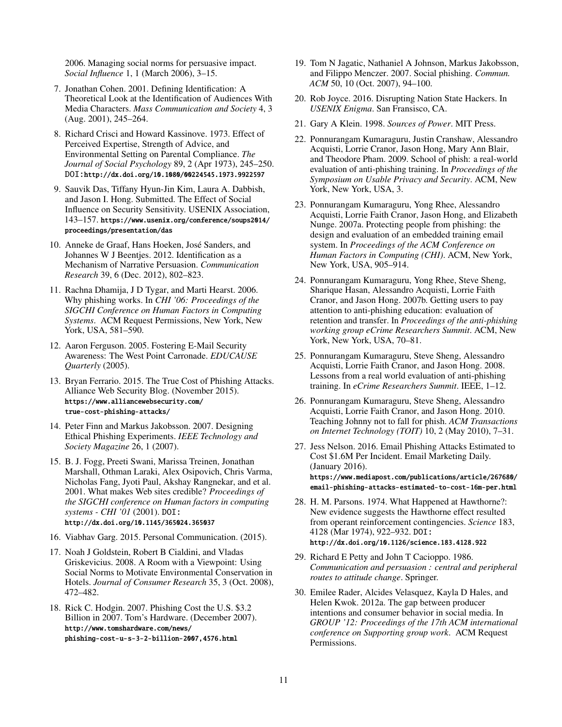2006. Managing social norms for persuasive impact. *Social Influence* 1, 1 (March 2006), 3–15.

7. Jonathan Cohen. 2001. Defining Identification: A Theoretical Look at the Identification of Audiences With Media Characters. *Mass Communication and Society* 4, 3 (Aug. 2001), 245–264.

8. Richard Crisci and Howard Kassinove. 1973. Effect of Perceived Expertise, Strength of Advice, and Environmental Setting on Parental Compliance. *The Journal of Social Psychology* 89, 2 (Apr 1973), 245–250. DOI: http://dx.doi.org/10.1080/00224545.1973.9922597

9. Sauvik Das, Tiffany Hyun-Jin Kim, Laura A. Dabbish, and Jason I. Hong. Submitted. The Effect of Social Influence on Security Sensitivity. USENIX Association, 143–157. https://www.usenix.org/conference/soups2014/proceedings/presentation/das

10. Anneke de Graaf, Hans Hoeken, José Sanders, and Johannes W J Beentjes. 2012. Identification as a Mechanism of Narrative Persuasion. *Communication Research* 39, 6 (Dec. 2012), 802–823.

11. Rachna Dhamija, J D Tygar, and Marti Hearst. 2006. Why phishing works. In *CHI '06: Proceedings of the SIGCHI Conference on Human Factors in Computing Systems*. ACM Request Permissions, New York, New York, USA, 581–590.

12. Aaron Ferguson. 2005. Fostering E-Mail Security Awareness: The West Point Carronade. *EDUCAUSE Quarterly* (2005).

13. Bryan Ferrario. 2015. The True Cost of Phishing Attacks. Alliance Web Security Blog. (November 2015). https://www.alliancewebsecurity.com/true-cost-phishing-attacks/

14. Peter Finn and Markus Jakobsson. 2007. Designing Ethical Phishing Experiments. *IEEE Technology and Society Magazine* 26, 1 (2007).

15. B. J. Fogg, Preeti Swani, Marissa Treinen, Jonathan Marshall, Othman Laraki, Alex Osipovich, Chris Varma, Nicholas Fang, Jyoti Paul, Akshay Rangnekar, and et al. 2001. What makes Web sites credible? *Proceedings of the SIGCHI conference on Human factors in computing systems - CHI '01* (2001). DOI: http://dx.doi.org/10.1145/365024.365037

16. Viabhav Garg. 2015. Personal Communication. (2015).

17. Noah J Goldstein, Robert B Cialdini, and Vladas Griskevicius. 2008. A Room with a Viewpoint: Using Social Norms to Motivate Environmental Conservation in Hotels. *Journal of Consumer Research* 35, 3 (Oct. 2008), 472–482.

18. Rick C. Hodgin. 2007. Phishing Cost the U.S. $3.2 Billion in 2007. Tom's Hardware. (December 2007). http://www.tomshardware.com/news/phishing-cost-u-s-3-2-billion-2007,4576.html

19. Tom N Jagatic, Nathaniel A Johnson, Markus Jakobsson, and Filippo Menczer. 2007. Social phishing. *Commun. ACM* 50, 10 (Oct. 2007), 94–100.

20. Rob Joyce. 2016. Disrupting Nation State Hackers. In *USENIX Enigma*. San Fransisco, CA.

21. Gary A Klein. 1998. *Sources of Power*. MIT Press.

22. Ponnurangam Kumaraguru, Justin Cranshaw, Alessandro Acquisti, Lorrie Cranor, Jason Hong, Mary Ann Blair, and Theodore Pham. 2009. School of phish: a real-world evaluation of anti-phishing training. In *Proceedings of the Symposium on Usable Privacy and Security*. ACM, New York, New York, USA, 3.

23. Ponnurangam Kumaraguru, Yong Rhee, Alessandro Acquisti, Lorrie Faith Cranor, Jason Hong, and Elizabeth Nunge. 2007a. Protecting people from phishing: the design and evaluation of an embedded training email system. In *Proceedings of the ACM Conference on Human Factors in Computing (CHI)*. ACM, New York, New York, USA, 905–914.

24. Ponnurangam Kumaraguru, Yong Rhee, Steve Sheng, Sharique Hasan, Alessandro Acquisti, Lorrie Faith Cranor, and Jason Hong. 2007b. Getting users to pay attention to anti-phishing education: evaluation of retention and transfer. In *Proceedings of the anti-phishing working group eCrime Researchers Summit*. ACM, New York, New York, USA, 70–81.

25. Ponnurangam Kumaraguru, Steve Sheng, Alessandro Acquisti, Lorrie Faith Cranor, and Jason Hong. 2008. Lessons from a real world evaluation of anti-phishing training. In *eCrime Researchers Summit*. IEEE, 1–12.

26. Ponnurangam Kumaraguru, Steve Sheng, Alessandro Acquisti, Lorrie Faith Cranor, and Jason Hong. 2010. Teaching Johnny not to fall for phish. *ACM Transactions on Internet Technology (TOIT)* 10, 2 (May 2010), 7–31.

27. Jess Nelson. 2016. Email Phishing Attacks Estimated to Cost $1.6M Per Incident. Email Marketing Daily. (January 2016). https://www.mediapost.com/publications/article/267680/email-phishing-attacks-estimated-to-cost-16m-per.html

28. H. M. Parsons. 1974. What Happened at Hawthorne?: New evidence suggests the Hawthorne effect resulted from operant reinforcement contingencies. *Science* 183, 4128 (Mar 1974), 922–932. DOI: http://dx.doi.org/10.1126/science.183.4128.922

29. Richard E Petty and John T Cacioppo. 1986. *Communication and persuasion : central and peripheral routes to attitude change*. Springer.

30. Emilee Rader, Alcides Velasquez, Kayla D Hales, and Helen Kwok. 2012a. The gap between producer intentions and consumer behavior in social media. In *GROUP '12: Proceedings of the 17th ACM international conference on Supporting group work*. ACM Request Permissions.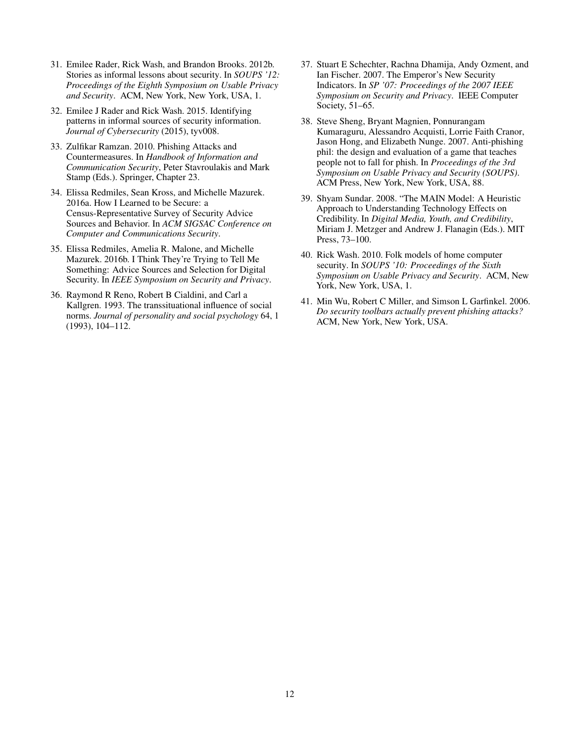31. Emilee Rader, Rick Wash, and Brandon Brooks. 2012b. Stories as informal lessons about security. In *SOUPS '12: Proceedings of the Eighth Symposium on Usable Privacy and Security*. ACM, New York, New York, USA, 1.

32. Emilee J Rader and Rick Wash. 2015. Identifying patterns in informal sources of security information. *Journal of Cybersecurity* (2015), tyv008.

33. Zulfikar Ramzan. 2010. Phishing Attacks and Countermeasures. In *Handbook of Information and Communication Security*, Peter Stavroulakis and Mark Stamp (Eds.). Springer, Chapter 23.

34. Elissa Redmiles, Sean Kross, and Michelle Mazurek. 2016a. How I Learned to be Secure: a Census-Representative Survey of Security Advice Sources and Behavior. In *ACM SIGSAC Conference on Computer and Communications Security*.

35. Elissa Redmiles, Amelia R. Malone, and Michelle Mazurek. 2016b. I Think They're Trying to Tell Me Something: Advice Sources and Selection for Digital Security. In *IEEE Symposium on Security and Privacy*.

36. Raymond R Reno, Robert B Cialdini, and Carl a Kallgren. 1993. The transsituational influence of social norms. *Journal of personality and social psychology* 64, 1 (1993), 104–112.

37. Stuart E Schechter, Rachna Dhamija, Andy Ozment, and Ian Fischer. 2007. The Emperor's New Security Indicators. In *SP '07: Proceedings of the 2007 IEEE Symposium on Security and Privacy*. IEEE Computer Society, 51–65.

38. Steve Sheng, Bryant Magnien, Ponnurangam Kumaraguru, Alessandro Acquisti, Lorrie Faith Cranor, Jason Hong, and Elizabeth Nunge. 2007. Anti-phishing phil: the design and evaluation of a game that teaches people not to fall for phish. In *Proceedings of the 3rd Symposium on Usable Privacy and Security (SOUPS)*. ACM Press, New York, New York, USA, 88.

39. Shyam Sundar. 2008. "The MAIN Model: A Heuristic Approach to Understanding Technology Effects on Credibility. In *Digital Media, Youth, and Credibility*, Miriam J. Metzger and Andrew J. Flanagin (Eds.). MIT Press, 73–100.

40. Rick Wash. 2010. Folk models of home computer security. In *SOUPS '10: Proceedings of the Sixth Symposium on Usable Privacy and Security*. ACM, New York, New York, USA, 1.

41. Min Wu, Robert C Miller, and Simson L Garfinkel. 2006. *Do security toolbars actually prevent phishing attacks?* ACM, New York, New York, USA.